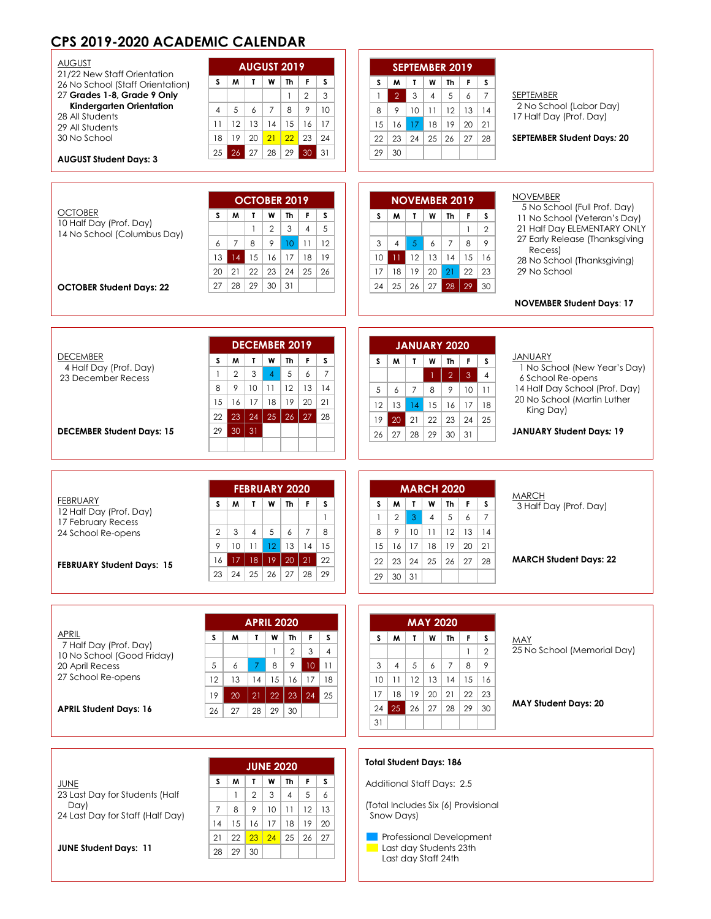# CPS 2019-2020 ACADEMIC CALENDAR

AUGUST
21/22 New Staff Orientation
26 No School (Staff Orientation)
27 **Grades 1-8, Grade 9 Only Kindergarten Orientation**
28 All Students
29 All Students
30 No School

**AUGUST Student Days: 3**

| AUGUST 2019 | | | | | | |
|---|---|---|---|---|---|---|
| S | M | T | W | Th | F | S |
| | | | | 1 | 2 | 3 |
| 4 | 5 | 6 | 7 | 8 | 9 | 10 |
| 11 | 12 | 13 | 14 | 15 | 16 | 17 |
| 18 | 19 | 20 | 21 | 22 | 23 | 24 |
| 25 | 26 | 27 | 28 | 29 | 30 | 31 |

| SEPTEMBER 2019 | | | | | | |
|---|---|---|---|---|---|---|
| S | M | T | W | Th | F | S |
| 1 | 2 | 3 | 4 | 5 | 6 | 7 |
| 8 | 9 | 10 | 11 | 12 | 13 | 14 |
| 15 | 16 | 17 | 18 | 19 | 20 | 21 |
| 22 | 23 | 24 | 25 | 26 | 27 | 28 |
| 29 | 30 | | | | | |

SEPTEMBER
2 No School (Labor Day)
17 Half Day (Prof. Day)

**SEPTEMBER Student Days: 20**

OCTOBER
10 Half Day (Prof. Day)
14 No School (Columbus Day)

**OCTOBER Student Days: 22**

| OCTOBER 2019 | | | | | | |
|---|---|---|---|---|---|---|
| S | M | T | W | Th | F | S |
| | | 1 | 2 | 3 | 4 | 5 |
| 6 | 7 | 8 | 9 | 10 | 11 | 12 |
| 13 | 14 | 15 | 16 | 17 | 18 | 19 |
| 20 | 21 | 22 | 23 | 24 | 25 | 26 |
| 27 | 28 | 29 | 30 | 31 | | |

| NOVEMBER 2019 | | | | | | |
|---|---|---|---|---|---|---|
| S | M | T | W | Th | F | S |
| | | | | | 1 | 2 |
| 3 | 4 | 5 | 6 | 7 | 8 | 9 |
| 10 | 11 | 12 | 13 | 14 | 15 | 16 |
| 17 | 18 | 19 | 20 | 21 | 22 | 23 |
| 24 | 25 | 26 | 27 | 28 | 29 | 30 |

NOVEMBER
5 No School (Full Prof. Day)
11 No School (Veteran's Day)
21 Half Day ELEMENTARY ONLY
27 Early Release (Thanksgiving Recess)
28 No School (Thanksgiving)
29 No School

**NOVEMBER Student Days**: 17

DECEMBER
4 Half Day (Prof. Day)
23 December Recess

**DECEMBER Student Days: 15**

| DECEMBER 2019 | | | | | | |
|---|---|---|---|---|---|---|
| S | M | T | W | Th | F | S |
| 1 | 2 | 3 | 4 | 5 | 6 | 7 |
| 8 | 9 | 10 | 11 | 12 | 13 | 14 |
| 15 | 16 | 17 | 18 | 19 | 20 | 21 |
| 22 | 23 | 24 | 25 | 26 | 27 | 28 |
| 29 | 30 | 31 | | | | |

| JANUARY 2020 | | | | | | |
|---|---|---|---|---|---|---|
| S | M | T | W | Th | F | S |
| | | | 1 | 2 | 3 | 4 |
| 5 | 6 | 7 | 8 | 9 | 10 | 11 |
| 12 | 13 | 14 | 15 | 16 | 17 | 18 |
| 19 | 20 | 21 | 22 | 23 | 24 | 25 |
| 26 | 27 | 28 | 29 | 30 | 31 | |

JANUARY
1 No School (New Year's Day)
6 School Re-opens
14 Half Day School (Prof. Day)
20 No School (Martin Luther King Day)

**JANUARY Student Days: 19**

FEBRUARY
12 Half Day (Prof. Day)
17 February Recess
24 School Re-opens

**FEBRUARY Student Days: 15**

| FEBRUARY 2020 | | | | | | |
|---|---|---|---|---|---|---|
| S | M | T | W | Th | F | S |
| | | | | | | 1 |
| 2 | 3 | 4 | 5 | 6 | 7 | 8 |
| 9 | 10 | 11 | 12 | 13 | 14 | 15 |
| 16 | 17 | 18 | 19 | 20 | 21 | 22 |
| 23 | 24 | 25 | 26 | 27 | 28 | 29 |

| MARCH 2020 | | | | | | |
|---|---|---|---|---|---|---|
| S | M | T | W | Th | F | S |
| 1 | 2 | 3 | 4 | 5 | 6 | 7 |
| 8 | 9 | 10 | 11 | 12 | 13 | 14 |
| 15 | 16 | 17 | 18 | 19 | 20 | 21 |
| 22 | 23 | 24 | 25 | 26 | 27 | 28 |
| 29 | 30 | 31 | | | | |

MARCH
3 Half Day (Prof. Day)

**MARCH Student Days: 22**

APRIL
7 Half Day (Prof. Day)
10 No School (Good Friday)
20 April Recess
27 School Re-opens

**APRIL Student Days: 16**

| APRIL 2020 | | | | | | |
|---|---|---|---|---|---|---|
| S | M | T | W | Th | F | S |
| | | | 1 | 2 | 3 | 4 |
| 5 | 6 | 7 | 8 | 9 | 10 | 11 |
| 12 | 13 | 14 | 15 | 16 | 17 | 18 |
| 19 | 20 | 21 | 22 | 23 | 24 | 25 |
| 26 | 27 | 28 | 29 | 30 | | |

| MAY 2020 | | | | | | |
|---|---|---|---|---|---|---|
| S | M | T | W | Th | F | S |
| | | | | | 1 | 2 |
| 3 | 4 | 5 | 6 | 7 | 8 | 9 |
| 10 | 11 | 12 | 13 | 14 | 15 | 16 |
| 17 | 18 | 19 | 20 | 21 | 22 | 23 |
| 24 | 25 | 26 | 27 | 28 | 29 | 30 |
| 31 | | | | | | |

MAY
25 No School (Memorial Day)

**MAY Student Days: 20**

JUNE
23 Last Day for Students (Half Day)
24 Last Day for Staff (Half Day)

**JUNE Student Days: 11**

| JUNE 2020 | | | | | | |
|---|---|---|---|---|---|---|
| S | M | T | W | Th | F | S |
| | 1 | 2 | 3 | 4 | 5 | 6 |
| 7 | 8 | 9 | 10 | 11 | 12 | 13 |
| 14 | 15 | 16 | 17 | 18 | 19 | 20 |
| 21 | 22 | 23 | 24 | 25 | 26 | 27 |
| 28 | 29 | 30 | | | | |

**Total Student Days: 186**

Additional Staff Days: 2.5

(Total Includes Six (6) Provisional Snow Days)

Professional Development
Last day Students 23th
Last day Staff 24th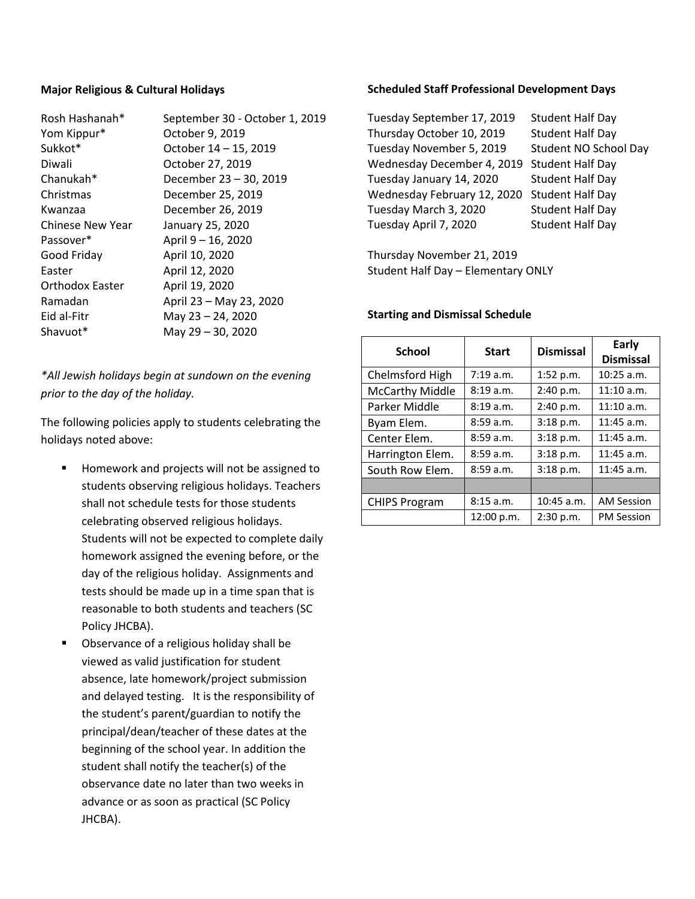**Major Religious & Cultural Holidays**

| | |
|---|---|
| Rosh Hashanah* | September 30 - October 1, 2019 |
| Yom Kippur* | October 9, 2019 |
| Sukkot* | October 14 – 15, 2019 |
| Diwali | October 27, 2019 |
| Chanukah* | December 23 – 30, 2019 |
| Christmas | December 25, 2019 |
| Kwanzaa | December 26, 2019 |
| Chinese New Year | January 25, 2020 |
| Passover* | April 9 – 16, 2020 |
| Good Friday | April 10, 2020 |
| Easter | April 12, 2020 |
| Orthodox Easter | April 19, 2020 |
| Ramadan | April 23 – May 23, 2020 |
| Eid al-Fitr | May 23 – 24, 2020 |
| Shavuot* | May 29 – 30, 2020 |

**All Jewish holidays begin at sundown on the evening prior to the day of the holiday.*

The following policies apply to students celebrating the holidays noted above:

- Homework and projects will not be assigned to students observing religious holidays. Teachers shall not schedule tests for those students celebrating observed religious holidays. Students will not be expected to complete daily homework assigned the evening before, or the day of the religious holiday. Assignments and tests should be made up in a time span that is reasonable to both students and teachers (SC Policy JHCBA).
- Observance of a religious holiday shall be viewed as valid justification for student absence, late homework/project submission and delayed testing. It is the responsibility of the student's parent/guardian to notify the principal/dean/teacher of these dates at the beginning of the school year. In addition the student shall notify the teacher(s) of the observance date no later than two weeks in advance or as soon as practical (SC Policy JHCBA).

**Scheduled Staff Professional Development Days**

| | |
|---|---|
| Tuesday September 17, 2019 | Student Half Day |
| Thursday October 10, 2019 | Student Half Day |
| Tuesday November 5, 2019 | Student NO School Day |
| Wednesday December 4, 2019 | Student Half Day |
| Tuesday January 14, 2020 | Student Half Day |
| Wednesday February 12, 2020 | Student Half Day |
| Tuesday March 3, 2020 | Student Half Day |
| Tuesday April 7, 2020 | Student Half Day |

Thursday November 21, 2019
Student Half Day – Elementary ONLY

**Starting and Dismissal Schedule**

| School | Start | Dismissal | Early Dismissal |
|---|---|---|---|
| Chelmsford High | 7:19 a.m. | 1:52 p.m. | 10:25 a.m. |
| McCarthy Middle | 8:19 a.m. | 2:40 p.m. | 11:10 a.m. |
| Parker Middle | 8:19 a.m. | 2:40 p.m. | 11:10 a.m. |
| Byam Elem. | 8:59 a.m. | 3:18 p.m. | 11:45 a.m. |
| Center Elem. | 8:59 a.m. | 3:18 p.m. | 11:45 a.m. |
| Harrington Elem. | 8:59 a.m. | 3:18 p.m. | 11:45 a.m. |
| South Row Elem. | 8:59 a.m. | 3:18 p.m. | 11:45 a.m. |
| | | | |
| CHIPS Program | 8:15 a.m. | 10:45 a.m. | AM Session |
| | 12:00 p.m. | 2:30 p.m. | PM Session |